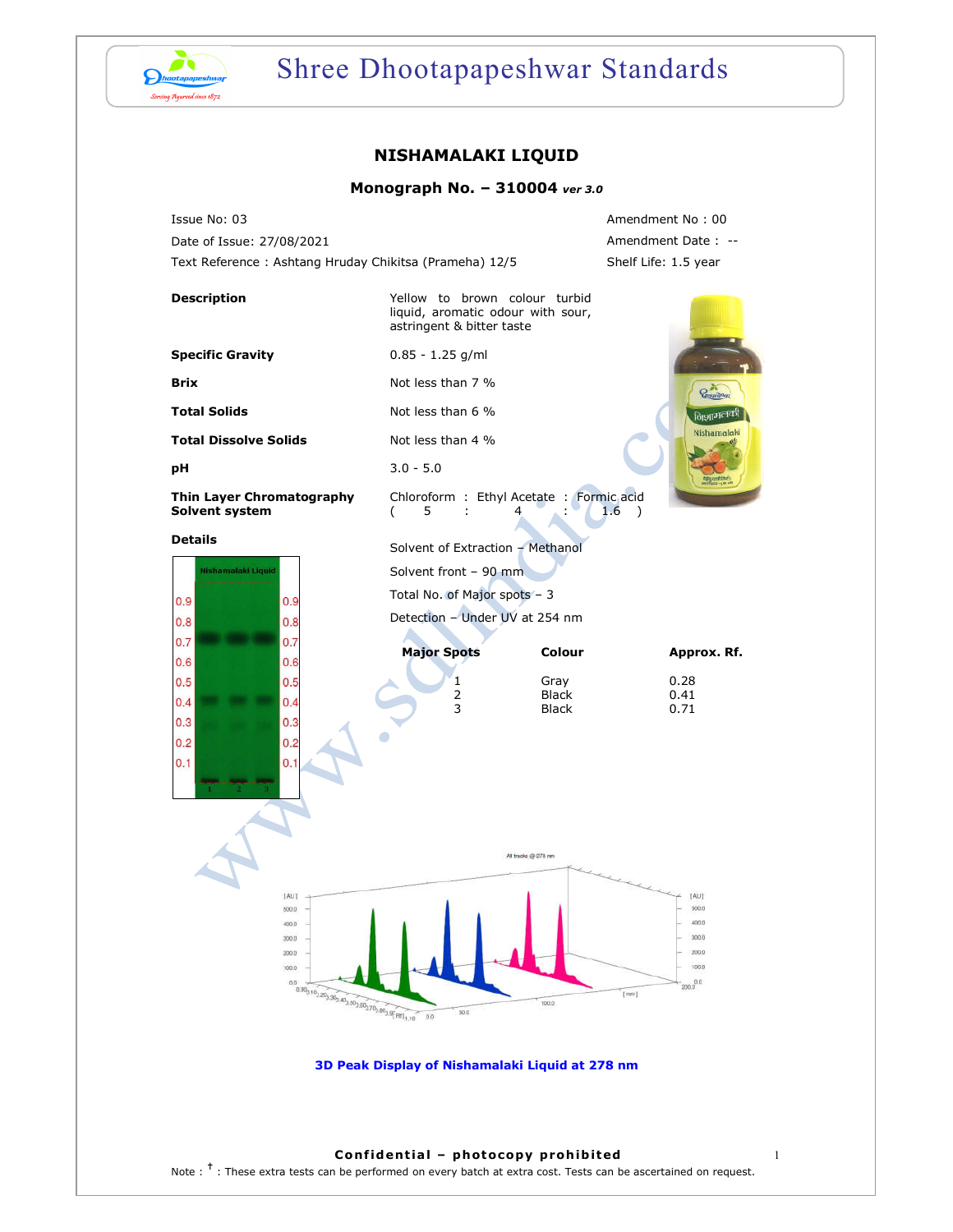# NISHAMALAKI LIQUID

## Monograph No. – 310004 *ver 3.0*

Issue No: 03

Date of Issue: 27/08/2021

Text Reference : Ashtang Hruday Chikitsa (Prameha) 12/5

Amendment No : 00

Amendment Date : --

Shelf Life: 1.5 year

| | |
|---|---|
| **Description** | Yellow to brown colour turbid liquid, aromatic odour with sour, astringent & bitter taste |
| **Specific Gravity** | 0.85 - 1.25 g/ml |
| **Brix** | Not less than 7 % |
| **Total Solids** | Not less than 6 % |
| **Total Dissolve Solids** | Not less than 4 % |
| **pH** | 3.0 - 5.0 |
| **Thin Layer Chromatography Solvent system** | Chloroform : Ethyl Acetate : Formic acid ( 5 : 4 : 1.6 ) |

**Details**

Solvent of Extraction – Methanol

Solvent front – 90 mm

Total No. of Major spots – 3

Detection – Under UV at 254 nm

| Major Spots | Colour | Approx. Rf. |
|---|---|---|
| 1 | Gray | 0.28 |
| 2 | Black | 0.41 |
| 3 | Black | 0.71 |

**3D Peak Display of Nishamalaki Liquid at 278 nm**

**Confidential – photocopy prohibited**

Note : † : These extra tests can be performed on every batch at extra cost. Tests can be ascertained on request.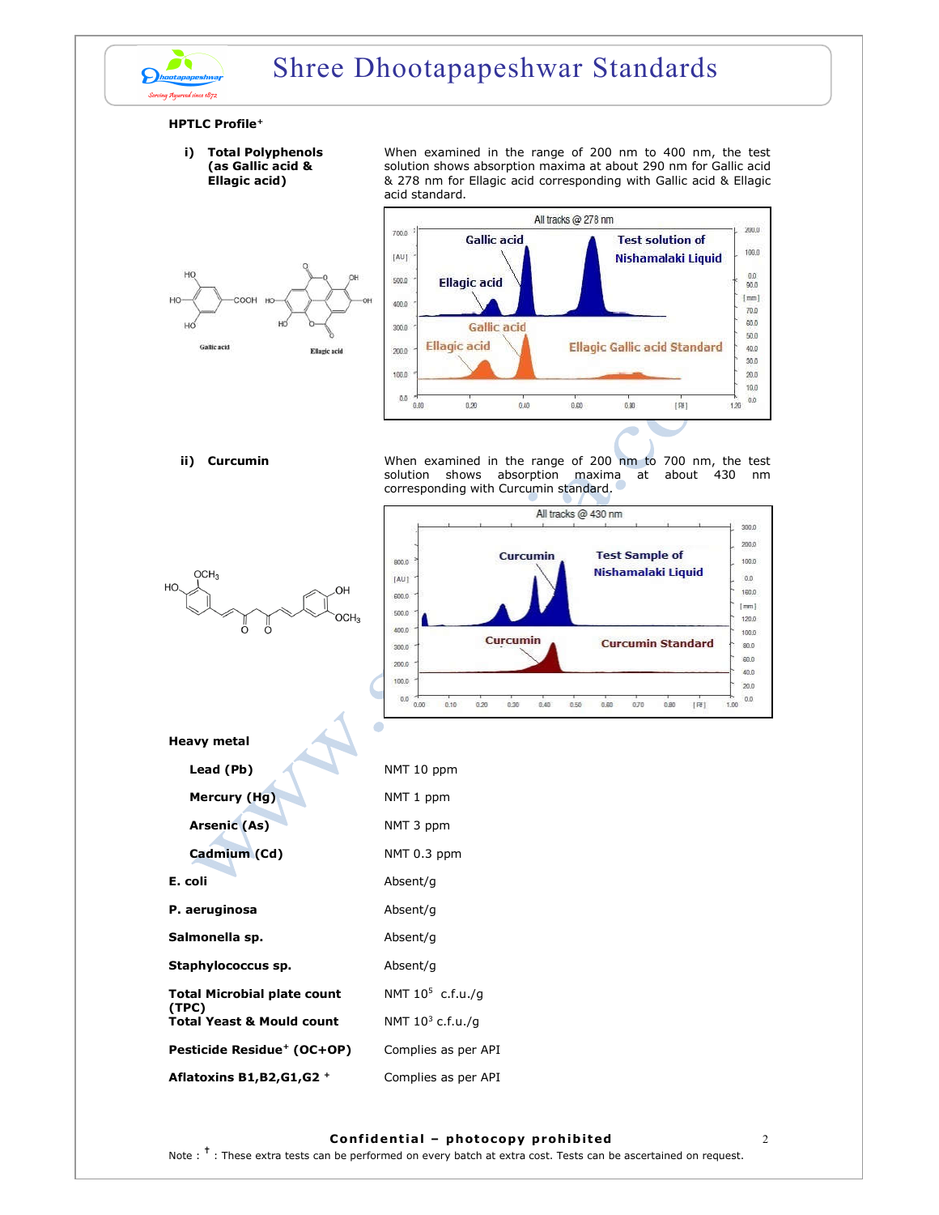## HPTLC Profile+

**i) Total Polyphenols (as Gallic acid & Ellagic acid)**

When examined in the range of 200 nm to 400 nm, the test solution shows absorption maxima at about 290 nm for Gallic acid & 278 nm for Ellagic acid corresponding with Gallic acid & Ellagic acid standard.

Gallic acid

Ellagic acid

All tracks @ 278 nm

Gallic acid

Ellagic acid

Test solution of Nishamalaki Liquid

Gallic acid

Ellagic acid

Ellagic Gallic acid Standard

**ii) Curcumin**

When examined in the range of 200 nm to 700 nm, the test solution shows absorption maxima at about 430 nm corresponding with Curcumin standard.

All tracks @ 430 nm

Curcumin

Test Sample of Nishamalaki Liquid

Curcumin

Curcumin Standard

| | |
|---|---|
| **Heavy metal** | |
| **Lead (Pb)** | NMT 10 ppm |
| **Mercury (Hg)** | NMT 1 ppm |
| **Arsenic (As)** | NMT 3 ppm |
| **Cadmium (Cd)** | NMT 0.3 ppm |
| **E. coli** | Absent/g |
| **P. aeruginosa** | Absent/g |
| **Salmonella sp.** | Absent/g |
| **Staphylococcus sp.** | Absent/g |
| **Total Microbial plate count (TPC)** | NMT $10^5$ c.f.u./g |
| **Total Yeast & Mould count** | NMT $10^3$ c.f.u./g |
| **Pesticide Residue+ (OC+OP)** | Complies as per API |
| **Aflatoxins B1,B2,G1,G2 +** | Complies as per API |

**Confidential – photocopy prohibited**

Note : + : These extra tests can be performed on every batch at extra cost. Tests can be ascertained on request.